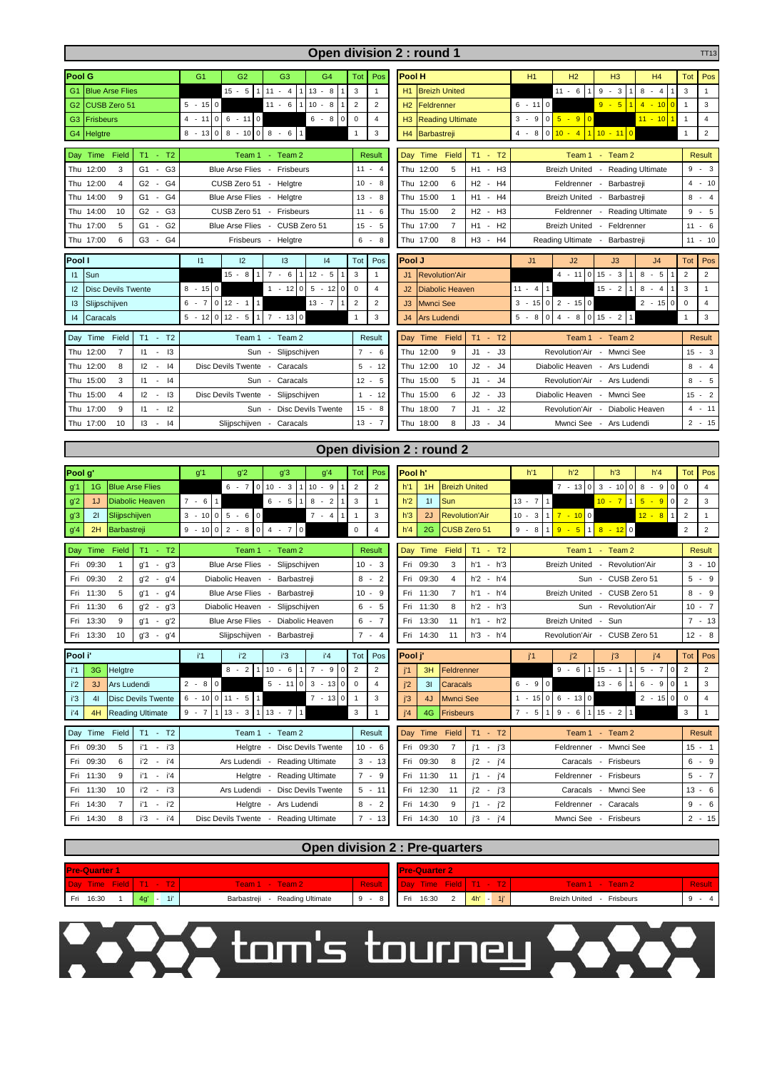# Open division 2 : round 1

TT13

## Pool G

| Pool G | | G1 | G2 | G3 | G4 | Tot | Pos |
|---|---|---|---|---|---|---|---|
| G1 | Blue Arse Flies | | 15 - 5 1 | 11 - 4 1 | 13 - 8 1 | 3 | 1 |
| G2 | CUSB Zero 51 | 5 - 15 0 | | 11 - 6 1 | 10 - 8 1 | 2 | 2 |
| G3 | Frisbeurs | 4 - 11 0 | 6 - 11 0 | | 6 - 8 0 | 0 | 4 |
| G4 | Helgtre | 8 - 13 0 | 8 - 10 0 | 8 - 6 1 | | 1 | 3 |

| Day | Time | Field | T1 - T2 | Team 1 - Team 2 | Result |
|---|---|---|---|---|---|
| Thu | 12:00 | 3 | G1 - G3 | Blue Arse Flies - Frisbeurs | 11 - 4 |
| Thu | 12:00 | 4 | G2 - G4 | CUSB Zero 51 - Helgtre | 10 - 8 |
| Thu | 14:00 | 9 | G1 - G4 | Blue Arse Flies - Helgtre | 13 - 8 |
| Thu | 14:00 | 10 | G2 - G3 | CUSB Zero 51 - Frisbeurs | 11 - 6 |
| Thu | 17:00 | 5 | G1 - G2 | Blue Arse Flies - CUSB Zero 51 | 15 - 5 |
| Thu | 17:00 | 6 | G3 - G4 | Frisbeurs - Helgtre | 6 - 8 |

## Pool H

| Pool H | | H1 | H2 | H3 | H4 | Tot | Pos |
|---|---|---|---|---|---|---|---|
| H1 | Breizh United | | 11 - 6 1 | 9 - 3 1 | 8 - 4 1 | 3 | 1 |
| H2 | Feldrenner | 6 - 11 0 | | 9 - 5 1 | 4 - 10 0 | 1 | 3 |
| H3 | Reading Ultimate | 3 - 9 0 | 5 - 9 0 | | 11 - 10 1 | 1 | 4 |
| H4 | Barbastreji | 4 - 8 0 | 10 - 4 1 | 10 - 11 0 | | 1 | 2 |

| Day | Time | Field | T1 - T2 | Team 1 - Team 2 | Result |
|---|---|---|---|---|---|
| Thu | 12:00 | 5 | H1 - H3 | Breizh United - Reading Ultimate | 9 - 3 |
| Thu | 12:00 | 6 | H2 - H4 | Feldrenner - Barbastreji | 4 - 10 |
| Thu | 15:00 | 1 | H1 - H4 | Breizh United - Barbastreji | 8 - 4 |
| Thu | 15:00 | 2 | H2 - H3 | Feldrenner - Reading Ultimate | 9 - 5 |
| Thu | 17:00 | 7 | H1 - H2 | Breizh United - Feldrenner | 11 - 6 |
| Thu | 17:00 | 8 | H3 - H4 | Reading Ultimate - Barbastreji | 11 - 10 |

## Pool I

| Pool I | | I1 | I2 | I3 | I4 | Tot | Pos |
|---|---|---|---|---|---|---|---|
| I1 | Sun | | 15 - 8 1 | 7 - 6 1 | 12 - 5 1 | 3 | 1 |
| I2 | Disc Devils Twente | 8 - 15 0 | | 1 - 12 0 | 5 - 12 0 | 0 | 4 |
| I3 | Slijpschijven | 6 - 7 0 | 12 - 1 1 | | 13 - 7 1 | 2 | 2 |
| I4 | Caracals | 5 - 12 0 | 12 - 5 1 | 7 - 13 0 | | 1 | 3 |

| Day | Time | Field | T1 - T2 | Team 1 - Team 2 | Result |
|---|---|---|---|---|---|
| Thu | 12:00 | 7 | I1 - I3 | Sun - Slijpschijven | 7 - 6 |
| Thu | 12:00 | 8 | I2 - I4 | Disc Devils Twente - Caracals | 5 - 12 |
| Thu | 15:00 | 3 | I1 - I4 | Sun - Caracals | 12 - 5 |
| Thu | 15:00 | 4 | I2 - I3 | Disc Devils Twente - Slijpschijven | 1 - 12 |
| Thu | 17:00 | 9 | I1 - I2 | Sun - Disc Devils Twente | 15 - 8 |
| Thu | 17:00 | 10 | I3 - I4 | Slijpschijven - Caracals | 13 - 7 |

## Pool J

| Pool J | | J1 | J2 | J3 | J4 | Tot | Pos |
|---|---|---|---|---|---|---|---|
| J1 | Revolution'Air | | 4 - 11 0 | 15 - 3 1 | 8 - 5 1 | 2 | 2 |
| J2 | Diabolic Heaven | 11 - 4 1 | | 15 - 2 1 | 8 - 4 1 | 3 | 1 |
| J3 | Mwnci See | 3 - 15 0 | 2 - 15 0 | | 2 - 15 0 | 0 | 4 |
| J4 | Ars Ludendi | 5 - 8 0 | 4 - 8 0 | 15 - 2 1 | | 1 | 3 |

| Day | Time | Field | T1 - T2 | Team 1 - Team 2 | Result |
|---|---|---|---|---|---|
| Thu | 12:00 | 9 | J1 - J3 | Revolution'Air - Mwnci See | 15 - 3 |
| Thu | 12:00 | 10 | J2 - J4 | Diabolic Heaven - Ars Ludendi | 8 - 4 |
| Thu | 15:00 | 5 | J1 - J4 | Revolution'Air - Ars Ludendi | 8 - 5 |
| Thu | 15:00 | 6 | J2 - J3 | Diabolic Heaven - Mwnci See | 15 - 2 |
| Thu | 18:00 | 7 | J1 - J2 | Revolution'Air - Diabolic Heaven | 4 - 11 |
| Thu | 18:00 | 8 | J3 - J4 | Mwnci See - Ars Ludendi | 2 - 15 |

# Open division 2 : round 2

## Pool g'

| Pool g' | | | g'1 | g'2 | g'3 | g'4 | Tot | Pos |
|---|---|---|---|---|---|---|---|---|
| g'1 | 1G | Blue Arse Flies | | 6 - 7 0 | 10 - 3 1 | 10 - 9 1 | 2 | 2 |
| g'2 | 1J | Diabolic Heaven | 7 - 6 1 | | 6 - 5 1 | 8 - 2 1 | 3 | 1 |
| g'3 | 2I | Slijpschijven | 3 - 10 0 | 5 - 6 0 | | 7 - 4 1 | 1 | 3 |
| g'4 | 2H | Barbastreji | 9 - 10 0 | 2 - 8 0 | 4 - 7 0 | | 0 | 4 |

| Day | Time | Field | T1 - T2 | Team 1 - Team 2 | Result |
|---|---|---|---|---|---|
| Fri | 09:30 | 1 | g'1 - g'3 | Blue Arse Flies - Slijpschijven | 10 - 3 |
| Fri | 09:30 | 2 | g'2 - g'4 | Diabolic Heaven - Barbastreji | 8 - 2 |
| Fri | 11:30 | 5 | g'1 - g'4 | Blue Arse Flies - Barbastreji | 10 - 9 |
| Fri | 11:30 | 6 | g'2 - g'3 | Diabolic Heaven - Slijpschijven | 6 - 5 |
| Fri | 13:30 | 9 | g'1 - g'2 | Blue Arse Flies - Diabolic Heaven | 6 - 7 |
| Fri | 13:30 | 10 | g'3 - g'4 | Slijpschijven - Barbastreji | 7 - 4 |

## Pool h'

| Pool h' | | | h'1 | h'2 | h'3 | h'4 | Tot | Pos |
|---|---|---|---|---|---|---|---|---|
| h'1 | 1H | Breizh United | | 7 - 13 0 | 3 - 10 0 | 8 - 9 0 | 0 | 4 |
| h'2 | 1I | Sun | 13 - 7 1 | | 10 - 7 1 | 5 - 9 0 | 2 | 3 |
| h'3 | 2J | Revolution'Air | 10 - 3 1 | 7 - 10 0 | | 12 - 8 1 | 2 | 1 |
| h'4 | 2G | CUSB Zero 51 | 9 - 8 1 | 9 - 5 1 | 8 - 12 0 | | 2 | 2 |

| Day | Time | Field | T1 - T2 | Team 1 - Team 2 | Result |
|---|---|---|---|---|---|
| Fri | 09:30 | 3 | h'1 - h'3 | Breizh United - Revolution'Air | 3 - 10 |
| Fri | 09:30 | 4 | h'2 - h'4 | Sun - CUSB Zero 51 | 5 - 9 |
| Fri | 11:30 | 7 | h'1 - h'4 | Breizh United - CUSB Zero 51 | 8 - 9 |
| Fri | 11:30 | 8 | h'2 - h'3 | Sun - Revolution'Air | 10 - 7 |
| Fri | 13:30 | 11 | h'1 - h'2 | Breizh United - Sun | 7 - 13 |
| Fri | 14:30 | 11 | h'3 - h'4 | Revolution'Air - CUSB Zero 51 | 12 - 8 |

## Pool i'

| Pool i' | | | i'1 | i'2 | i'3 | i'4 | Tot | Pos |
|---|---|---|---|---|---|---|---|---|
| i'1 | 3G | Helgtre | | 8 - 2 1 | 10 - 6 1 | 7 - 9 0 | 2 | 2 |
| i'2 | 3J | Ars Ludendi | 2 - 8 0 | | 5 - 11 0 | 3 - 13 0 | 0 | 4 |
| i'3 | 4I | Disc Devils Twente | 6 - 10 0 | 11 - 5 1 | | 7 - 13 0 | 1 | 3 |
| i'4 | 4H | Reading Ultimate | 9 - 7 1 | 13 - 3 1 | 13 - 7 1 | | 3 | 1 |

| Day | Time | Field | T1 - T2 | Team 1 - Team 2 | Result |
|---|---|---|---|---|---|
| Fri | 09:30 | 5 | i'1 - i'3 | Helgtre - Disc Devils Twente | 10 - 6 |
| Fri | 09:30 | 6 | i'2 - i'4 | Ars Ludendi - Reading Ultimate | 3 - 13 |
| Fri | 11:30 | 9 | i'1 - i'4 | Helgtre - Reading Ultimate | 7 - 9 |
| Fri | 11:30 | 10 | i'2 - i'3 | Ars Ludendi - Disc Devils Twente | 5 - 11 |
| Fri | 14:30 | 7 | i'1 - i'2 | Helgtre - Ars Ludendi | 8 - 2 |
| Fri | 14:30 | 8 | i'3 - i'4 | Disc Devils Twente - Reading Ultimate | 7 - 13 |

## Pool j'

| Pool j' | | | j'1 | j'2 | j'3 | j'4 | Tot | Pos |
|---|---|---|---|---|---|---|---|---|
| j'1 | 3H | Feldrenner | | 9 - 6 1 | 15 - 1 1 | 5 - 7 0 | 2 | 2 |
| j'2 | 3I | Caracals | 6 - 9 0 | | 13 - 6 1 | 6 - 9 0 | 1 | 3 |
| j'3 | 4J | Mwnci See | 1 - 15 0 | 6 - 13 0 | | 2 - 15 0 | 0 | 4 |
| j'4 | 4G | Frisbeurs | 7 - 5 1 | 9 - 6 1 | 15 - 2 1 | | 3 | 1 |

| Day | Time | Field | T1 - T2 | Team 1 - Team 2 | Result |
|---|---|---|---|---|---|
| Fri | 09:30 | 7 | j'1 - j'3 | Feldrenner - Mwnci See | 15 - 1 |
| Fri | 09:30 | 8 | j'2 - j'4 | Caracals - Frisbeurs | 6 - 9 |
| Fri | 11:30 | 11 | j'1 - j'4 | Feldrenner - Frisbeurs | 5 - 7 |
| Fri | 12:30 | 11 | j'2 - j'3 | Caracals - Mwnci See | 13 - 6 |
| Fri | 14:30 | 9 | j'1 - j'2 | Feldrenner - Caracals | 9 - 6 |
| Fri | 14:30 | 10 | j'3 - j'4 | Mwnci See - Frisbeurs | 2 - 15 |

# Open division 2 : Pre-quarters

## Pre-Quarter 1

| Day | Time | Field | T1 - T2 | Team 1 - Team 2 | Result |
|---|---|---|---|---|---|
| Fri | 16:30 | 1 | 4g' - 1i' | Barbastreji - Reading Ultimate | 9 - 8 |

## Pre-Quarter 2

| Day | Time | Field | T1 - T2 | Team 1 - Team 2 | Result |
|---|---|---|---|---|---|
| Fri | 16:30 | 2 | 4h' - 1j' | Breizh United - Frisbeurs | 9 - 4 |

tom's tourney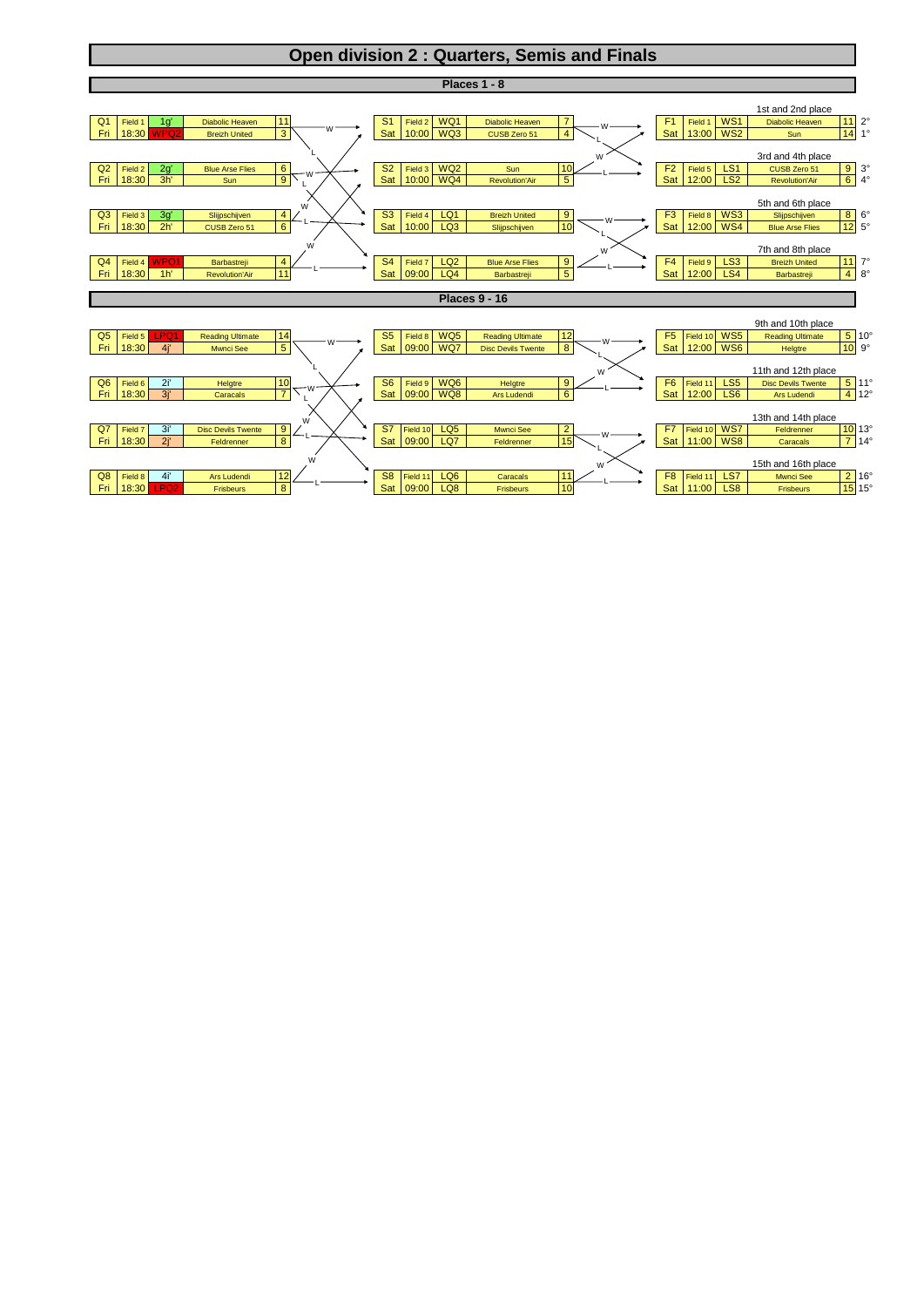# Open division 2 : Quarters, Semis and Finals

## Places 1 - 8

### Quarterfinals

| Game | Field | Day | Time | Seed | Team | Score |
|---|---|---|---|---|---|---|
| Q1 | Field 1 | Fri | 18:30 | 1g' | Diabolic Heaven | 11 |
| | | | | WPQ2 | Breizh United | 3 |
| Q2 | Field 2 | Fri | 18:30 | 2g' | Blue Arse Flies | 6 |
| | | | | 3h' | Sun | 9 |
| Q3 | Field 3 | Fri | 18:30 | 3g' | Slijpschijven | 4 |
| | | | | 2h' | CUSB Zero 51 | 6 |
| Q4 | Field 4 | Fri | 18:30 | WPQ1 | Barbastreji | 4 |
| | | | | 1h' | Revolution'Air | 11 |

### Semifinals

| Game | Field | Day | Time | Slot | Team | Score |
|---|---|---|---|---|---|---|
| S1 | Field 2 | Sat | 10:00 | WQ1 | Diabolic Heaven | 7 |
| | | | | WQ3 | CUSB Zero 51 | 4 |
| S2 | Field 3 | Sat | 10:00 | WQ2 | Sun | 10 |
| | | | | WQ4 | Revolution'Air | 5 |
| S3 | Field 4 | Sat | 10:00 | LQ1 | Breizh United | 9 |
| | | | | LQ3 | Slijpschijven | 10 |
| S4 | Field 7 | Sat | 09:00 | LQ2 | Blue Arse Flies | 9 |
| | | | | LQ4 | Barbastreji | 5 |

### Finals

| Game | Field | Day | Time | Slot | Team | Score | Place |
|---|---|---|---|---|---|---|---|
| F1 (1st and 2nd place) | Field 1 | Sat | 13:00 | WS1 | Diabolic Heaven | 11 | 2° |
| | | | | WS2 | Sun | 14 | 1° |
| F2 (3rd and 4th place) | Field 5 | Sat | 12:00 | LS1 | CUSB Zero 51 | 9 | 3° |
| | | | | LS2 | Revolution'Air | 6 | 4° |
| F3 (5th and 6th place) | Field 8 | Sat | 12:00 | WS3 | Slijpschijven | 8 | 6° |
| | | | | WS4 | Blue Arse Flies | 12 | 5° |
| F4 (7th and 8th place) | Field 9 | Sat | 12:00 | LS3 | Breizh United | 11 | 7° |
| | | | | LS4 | Barbastreji | 4 | 8° |

## Places 9 - 16

### Quarterfinals

| Game | Field | Day | Time | Seed | Team | Score |
|---|---|---|---|---|---|---|
| Q5 | Field 5 | Fri | 18:30 | LPQ1 | Reading Ultimate | 14 |
| | | | | 4j' | Mwnci See | 5 |
| Q6 | Field 6 | Fri | 18:30 | 2i' | Helgtre | 10 |
| | | | | 3j' | Caracals | 7 |
| Q7 | Field 7 | Fri | 18:30 | 3i' | Disc Devils Twente | 9 |
| | | | | 2j' | Feldrenner | 8 |
| Q8 | Field 8 | Fri | 18:30 | 4i' | Ars Ludendi | 12 |
| | | | | LPQ2 | Frisbeurs | 8 |

### Semifinals

| Game | Field | Day | Time | Slot | Team | Score |
|---|---|---|---|---|---|---|
| S5 | Field 8 | Sat | 09:00 | WQ5 | Reading Ultimate | 12 |
| | | | | WQ7 | Disc Devils Twente | 8 |
| S6 | Field 9 | Sat | 09:00 | WQ6 | Helgtre | 9 |
| | | | | WQ8 | Ars Ludendi | 6 |
| S7 | Field 10 | Sat | 09:00 | LQ5 | Mwnci See | 2 |
| | | | | LQ7 | Feldrenner | 15 |
| S8 | Field 11 | Sat | 09:00 | LQ6 | Caracals | 11 |
| | | | | LQ8 | Frisbeurs | 10 |

### Finals

| Game | Field | Day | Time | Slot | Team | Score | Place |
|---|---|---|---|---|---|---|---|
| F5 (9th and 10th place) | Field 10 | Sat | 12:00 | WS5 | Reading Ultimate | 5 | 10° |
| | | | | WS6 | Helgtre | 10 | 9° |
| F6 (11th and 12th place) | Field 11 | Sat | 12:00 | LS5 | Disc Devils Twente | 5 | 11° |
| | | | | LS6 | Ars Ludendi | 4 | 12° |
| F7 (13th and 14th place) | Field 10 | Sat | 11:00 | WS7 | Feldrenner | 10 | 13° |
| | | | | WS8 | Caracals | 7 | 14° |
| F8 (15th and 16th place) | Field 11 | Sat | 11:00 | LS7 | Mwnci See | 2 | 16° |
| | | | | LS8 | Frisbeurs | 15 | 15° |